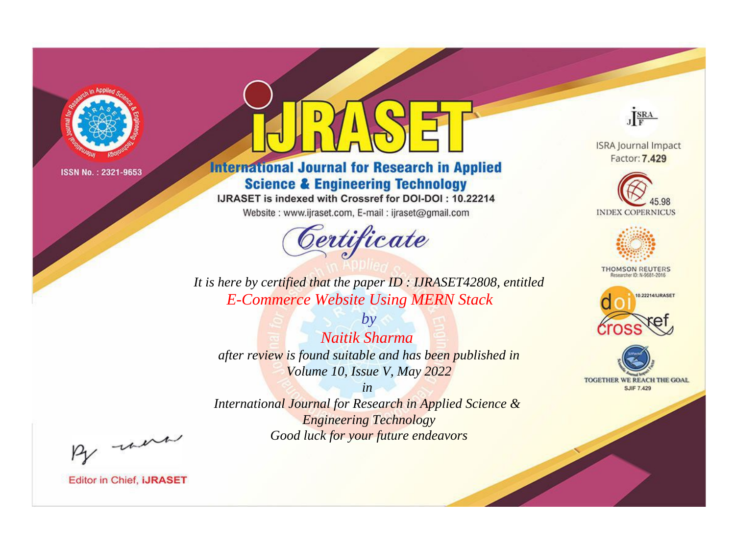ISSN No. : 2321-9653

# iJRASET

## International Journal for Research in Applied Science & Engineering Technology

IJRASET is indexed with Crossref for DOI-DOI : 10.22214

Website : www.ijraset.com, E-mail : ijraset@gmail.com

ISRA Journal Impact Factor: **7.429**

45.98 INDEX COPERNICUS

THOMSON REUTERS Researcher ID: N-9681-2016

10.22214/IJRASET

TOGETHER WE REACH THE GOAL SJIF 7.429

## *Certificate*

*It is here by certified that the paper ID : IJRASET42808, entitled*

*E-Commerce Website Using MERN Stack*

*by*

*Naitik Sharma*

*after review is found suitable and has been published in*

*Volume 10, Issue V, May 2022*

*in*

*International Journal for Research in Applied Science & Engineering Technology*

*Good luck for your future endeavors*

Editor in Chief, **iJRASET**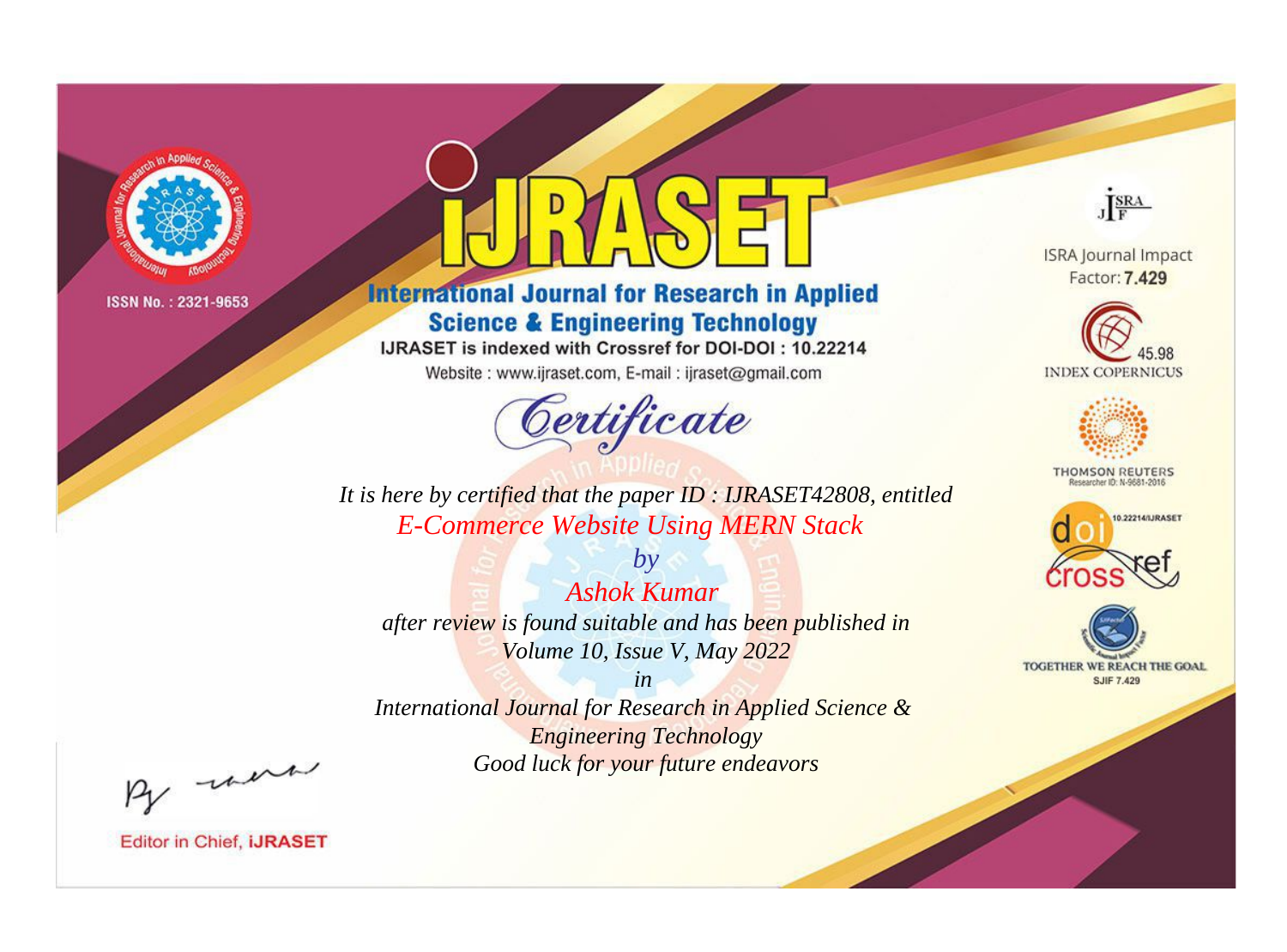ISSN No. : 2321-9653

# iJRASET

## International Journal for Research in Applied Science & Engineering Technology

IJRASET is indexed with Crossref for DOI-DOI : 10.22214

Website : www.ijraset.com, E-mail : ijraset@gmail.com

# Certificate

*It is here by certified that the paper ID : IJRASET42808, entitled*

*E-Commerce Website Using MERN Stack*

*by*

*Ashok Kumar*

*after review is found suitable and has been published in*

*Volume 10, Issue V, May 2022*

*in*

*International Journal for Research in Applied Science & Engineering Technology*

*Good luck for your future endeavors*

ISRA Journal Impact Factor: **7.429**

45.98 INDEX COPERNICUS

THOMSON REUTERS Researcher ID: N-9681-2016

10.22214/IJRASET

TOGETHER WE REACH THE GOAL SJIF 7.429

Editor in Chief, **iJRASET**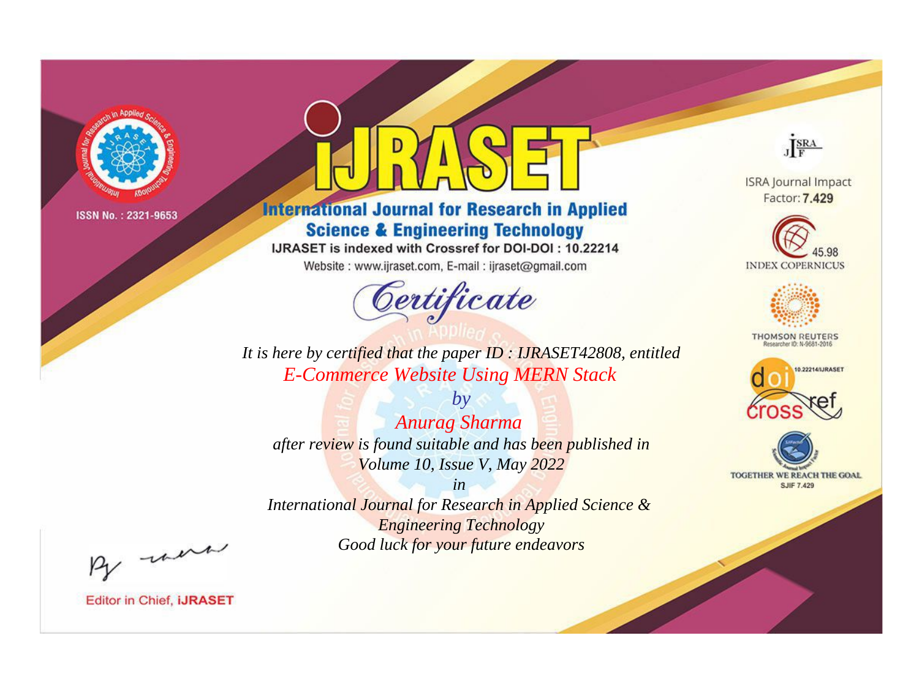ISSN No. : 2321-9653

# iJRASET

## International Journal for Research in Applied Science & Engineering Technology

IJRASET is indexed with Crossref for DOI-DOI : 10.22214

Website : www.ijraset.com, E-mail : ijraset@gmail.com

ISRA Journal Impact Factor: **7.429**

45.98 INDEX COPERNICUS

THOMSON REUTERS Researcher ID: N-9681-2016

10.22214/IJRASET

TOGETHER WE REACH THE GOAL SJIF 7.429

# *Certificate*

*It is here by certified that the paper ID : IJRASET42808, entitled*

*E-Commerce Website Using MERN Stack*

*by*

*Anurag Sharma*

*after review is found suitable and has been published in*

*Volume 10, Issue V, May 2022*

*in*

*International Journal for Research in Applied Science & Engineering Technology*

*Good luck for your future endeavors*

Editor in Chief, **iJRASET**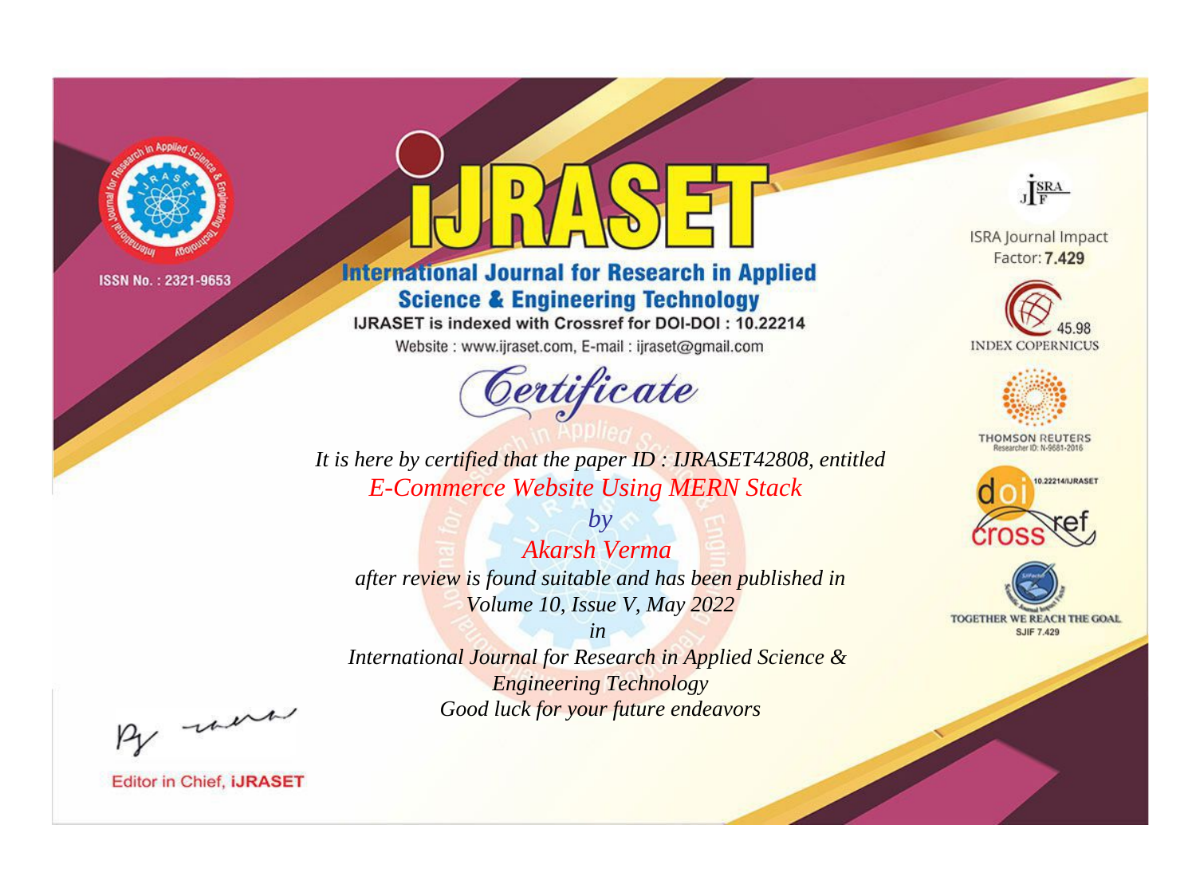ISSN No. : 2321-9653

# iJRASET

## International Journal for Research in Applied Science & Engineering Technology

IJRASET is indexed with Crossref for DOI-DOI : 10.22214

Website : www.ijraset.com, E-mail : ijraset@gmail.com

ISRA Journal Impact Factor: **7.429**

45.98 INDEX COPERNICUS

THOMSON REUTERS Researcher ID: N-9681-2016

10.22214/IJRASET

TOGETHER WE REACH THE GOAL SJIF 7.429

# *Certificate*

*It is here by certified that the paper ID : IJRASET42808, entitled*

*E-Commerce Website Using MERN Stack*

*by*

*Akarsh Verma*

*after review is found suitable and has been published in*

*Volume 10, Issue V, May 2022*

*in*

*International Journal for Research in Applied Science & Engineering Technology*

*Good luck for your future endeavors*

Editor in Chief, **iJRASET**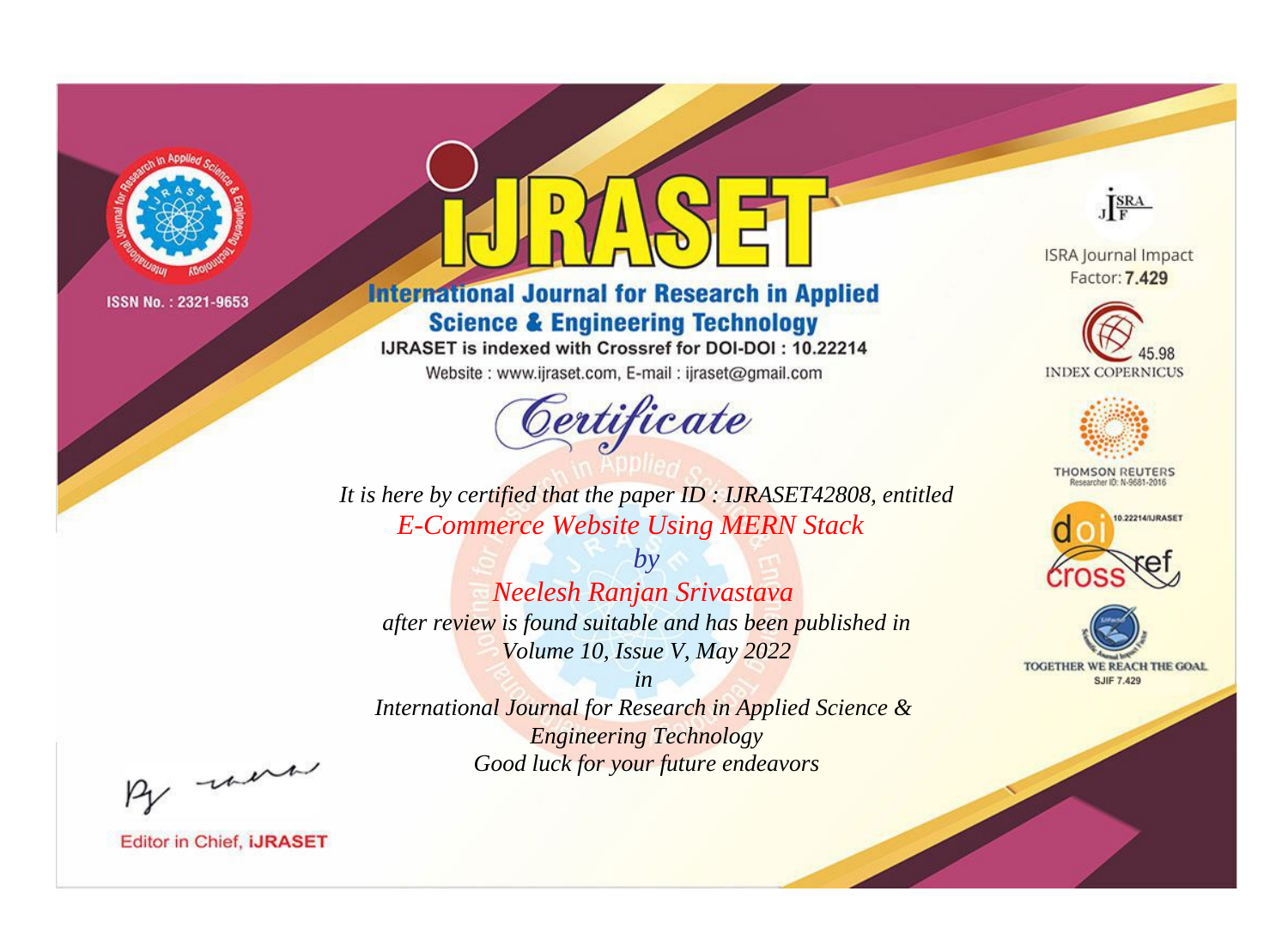ISSN No. : 2321-9653

# iJRASET

## International Journal for Research in Applied Science & Engineering Technology

IJRASET is indexed with Crossref for DOI-DOI : 10.22214

Website : www.ijraset.com, E-mail : ijraset@gmail.com

ISRA Journal Impact Factor: **7.429**

45.98 INDEX COPERNICUS

THOMSON REUTERS Researcher ID: N-9681-2016

10.22214/IJRASET

TOGETHER WE REACH THE GOAL SJIF 7.429

*Certificate*

*It is here by certified that the paper ID : IJRASET42808, entitled*

*E-Commerce Website Using MERN Stack*

*by*

*Neelesh Ranjan Srivastava*

*after review is found suitable and has been published in*

*Volume 10, Issue V, May 2022*

*in*

*International Journal for Research in Applied Science & Engineering Technology*

*Good luck for your future endeavors*

Editor in Chief, **iJRASET**